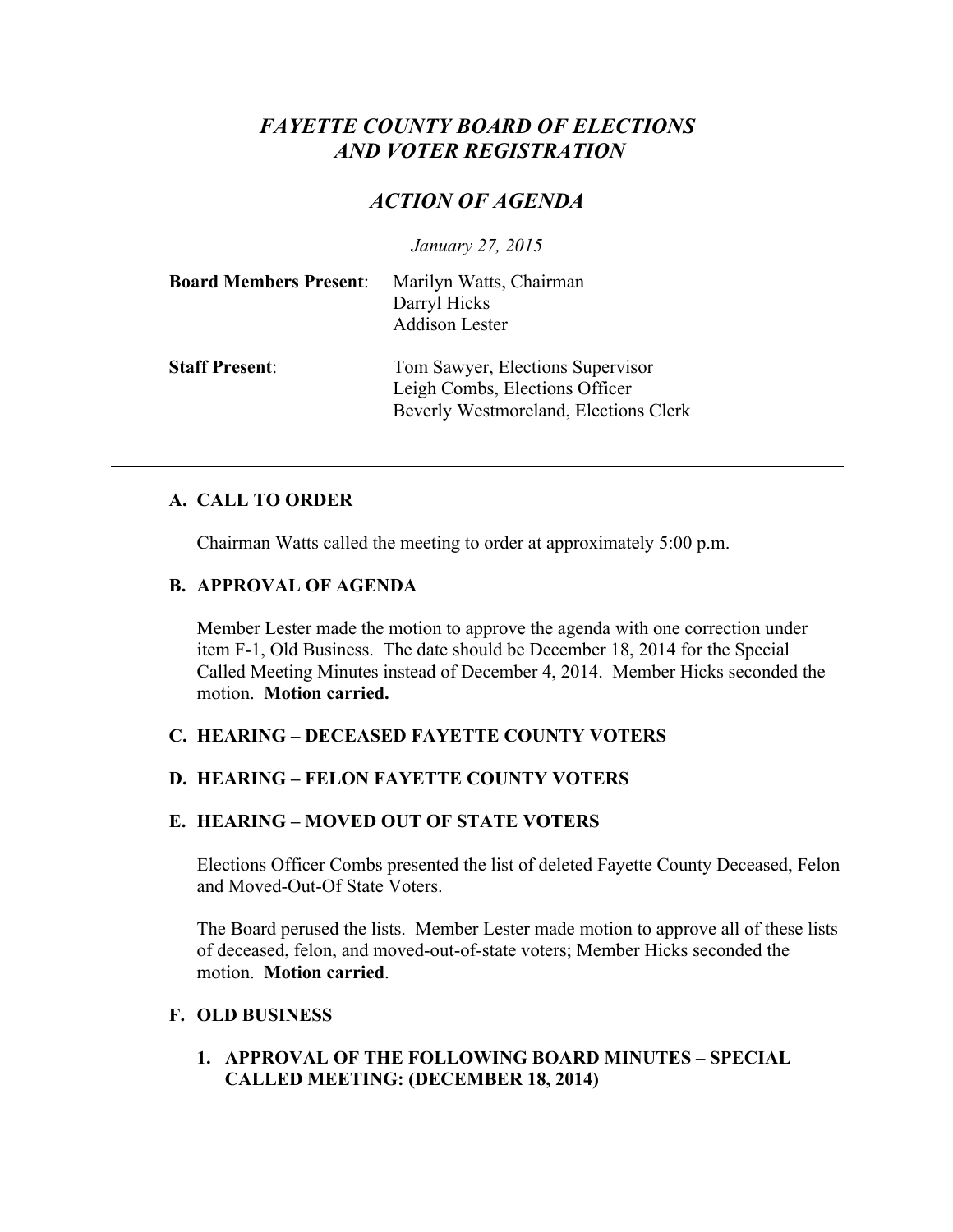# *FAYETTE COUNTY BOARD OF ELECTIONS AND VOTER REGISTRATION*

## *ACTION OF AGENDA*

*January 27, 2015*

**Board Members Present**: Marilyn Watts, Chairman
Darryl Hicks
Addison Lester

**Staff Present**: Tom Sawyer, Elections Supervisor
Leigh Combs, Elections Officer
Beverly Westmoreland, Elections Clerk

---

### A. CALL TO ORDER

Chairman Watts called the meeting to order at approximately 5:00 p.m.

### B. APPROVAL OF AGENDA

Member Lester made the motion to approve the agenda with one correction under item F-1, Old Business. The date should be December 18, 2014 for the Special Called Meeting Minutes instead of December 4, 2014. Member Hicks seconded the motion. **Motion carried.**

### C. HEARING – DECEASED FAYETTE COUNTY VOTERS

### D. HEARING – FELON FAYETTE COUNTY VOTERS

### E. HEARING – MOVED OUT OF STATE VOTERS

Elections Officer Combs presented the list of deleted Fayette County Deceased, Felon and Moved-Out-Of State Voters.

The Board perused the lists. Member Lester made motion to approve all of these lists of deceased, felon, and moved-out-of-state voters; Member Hicks seconded the motion. **Motion carried**.

### F. OLD BUSINESS

1. **APPROVAL OF THE FOLLOWING BOARD MINUTES – SPECIAL CALLED MEETING: (DECEMBER 18, 2014)**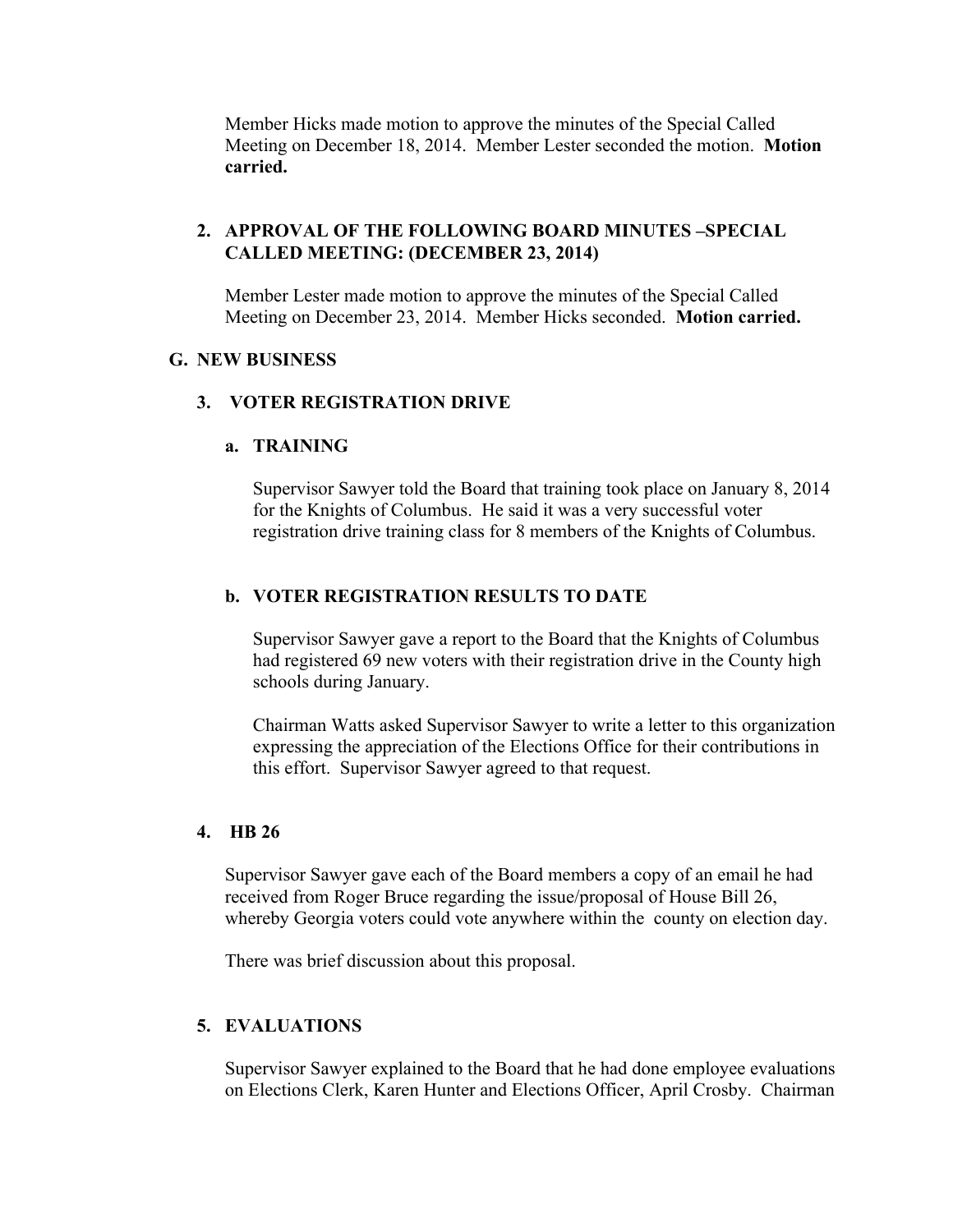Member Hicks made motion to approve the minutes of the Special Called Meeting on December 18, 2014. Member Lester seconded the motion. **Motion carried.**

**2. APPROVAL OF THE FOLLOWING BOARD MINUTES –SPECIAL CALLED MEETING: (DECEMBER 23, 2014)**

Member Lester made motion to approve the minutes of the Special Called Meeting on December 23, 2014. Member Hicks seconded. **Motion carried.**

**G. NEW BUSINESS**

**3. VOTER REGISTRATION DRIVE**

**a. TRAINING**

Supervisor Sawyer told the Board that training took place on January 8, 2014 for the Knights of Columbus. He said it was a very successful voter registration drive training class for 8 members of the Knights of Columbus.

**b. VOTER REGISTRATION RESULTS TO DATE**

Supervisor Sawyer gave a report to the Board that the Knights of Columbus had registered 69 new voters with their registration drive in the County high schools during January.

Chairman Watts asked Supervisor Sawyer to write a letter to this organization expressing the appreciation of the Elections Office for their contributions in this effort. Supervisor Sawyer agreed to that request.

**4. HB 26**

Supervisor Sawyer gave each of the Board members a copy of an email he had received from Roger Bruce regarding the issue/proposal of House Bill 26, whereby Georgia voters could vote anywhere within the county on election day.

There was brief discussion about this proposal.

**5. EVALUATIONS**

Supervisor Sawyer explained to the Board that he had done employee evaluations on Elections Clerk, Karen Hunter and Elections Officer, April Crosby. Chairman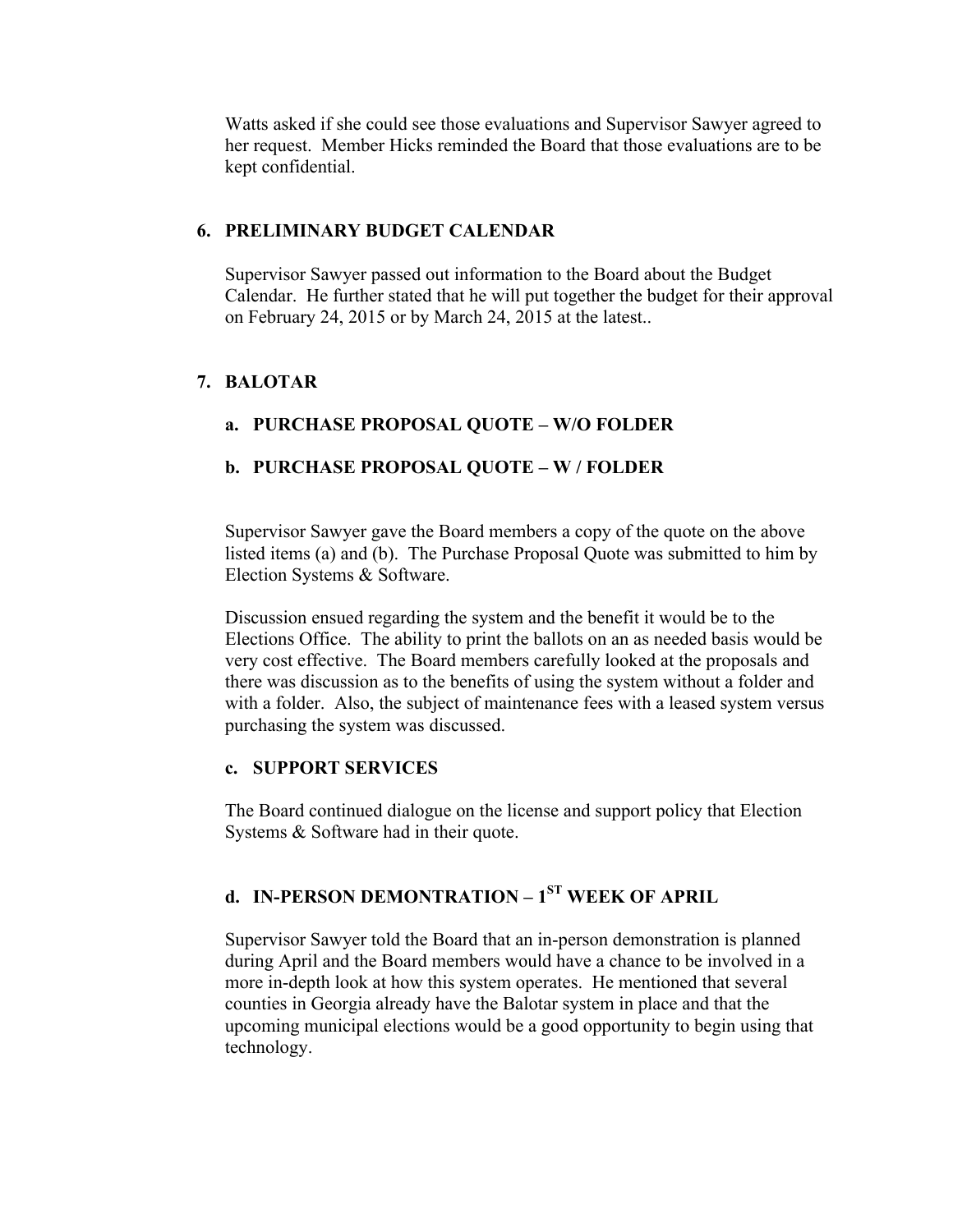Watts asked if she could see those evaluations and Supervisor Sawyer agreed to her request. Member Hicks reminded the Board that those evaluations are to be kept confidential.

## 6. PRELIMINARY BUDGET CALENDAR

Supervisor Sawyer passed out information to the Board about the Budget Calendar. He further stated that he will put together the budget for their approval on February 24, 2015 or by March 24, 2015 at the latest..

## 7. BALOTAR

### a. PURCHASE PROPOSAL QUOTE – W/O FOLDER

### b. PURCHASE PROPOSAL QUOTE – W / FOLDER

Supervisor Sawyer gave the Board members a copy of the quote on the above listed items (a) and (b). The Purchase Proposal Quote was submitted to him by Election Systems & Software.

Discussion ensued regarding the system and the benefit it would be to the Elections Office. The ability to print the ballots on an as needed basis would be very cost effective. The Board members carefully looked at the proposals and there was discussion as to the benefits of using the system without a folder and with a folder. Also, the subject of maintenance fees with a leased system versus purchasing the system was discussed.

### c. SUPPORT SERVICES

The Board continued dialogue on the license and support policy that Election Systems & Software had in their quote.

### d. IN-PERSON DEMONTRATION – 1ST WEEK OF APRIL

Supervisor Sawyer told the Board that an in-person demonstration is planned during April and the Board members would have a chance to be involved in a more in-depth look at how this system operates. He mentioned that several counties in Georgia already have the Balotar system in place and that the upcoming municipal elections would be a good opportunity to begin using that technology.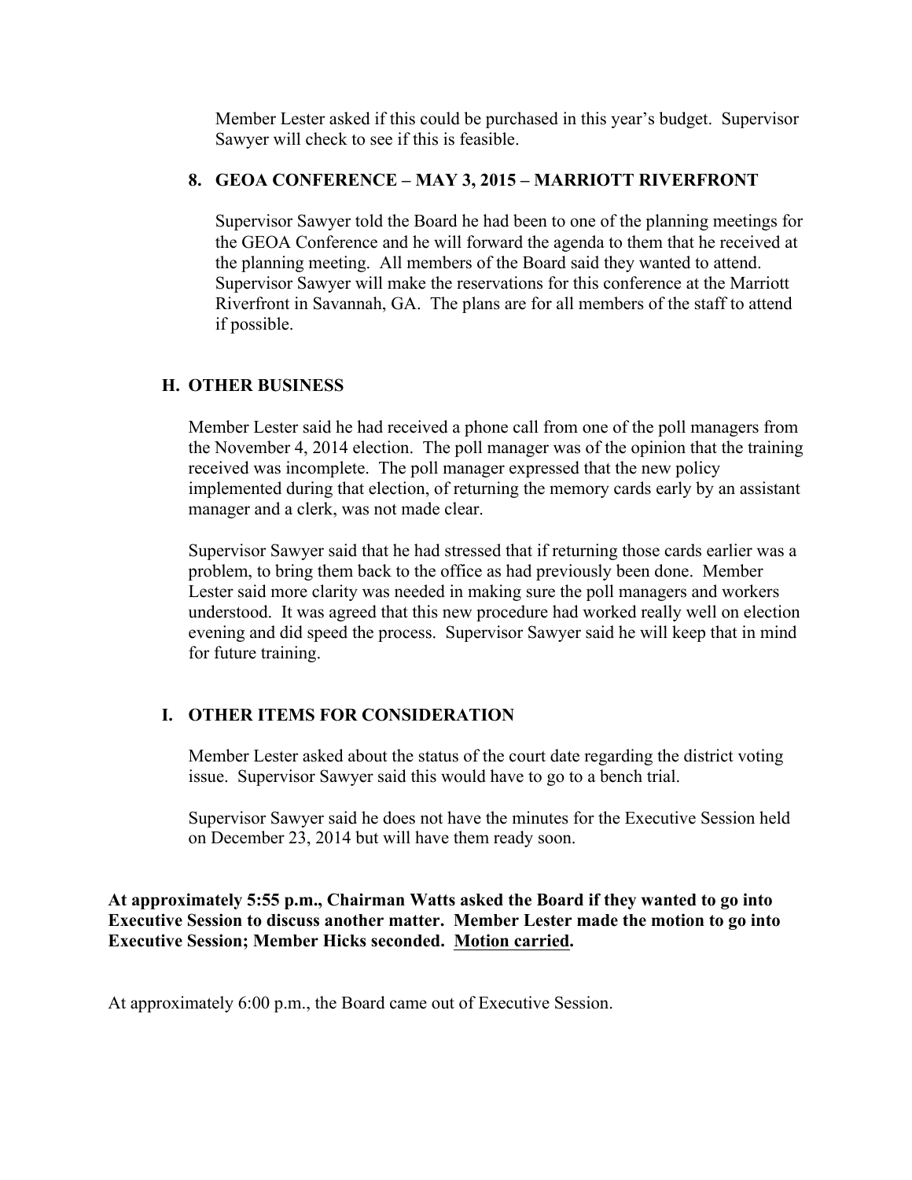Member Lester asked if this could be purchased in this year's budget. Supervisor Sawyer will check to see if this is feasible.

**8. GEOA CONFERENCE – MAY 3, 2015 – MARRIOTT RIVERFRONT**

Supervisor Sawyer told the Board he had been to one of the planning meetings for the GEOA Conference and he will forward the agenda to them that he received at the planning meeting. All members of the Board said they wanted to attend. Supervisor Sawyer will make the reservations for this conference at the Marriott Riverfront in Savannah, GA. The plans are for all members of the staff to attend if possible.

## H. OTHER BUSINESS

Member Lester said he had received a phone call from one of the poll managers from the November 4, 2014 election. The poll manager was of the opinion that the training received was incomplete. The poll manager expressed that the new policy implemented during that election, of returning the memory cards early by an assistant manager and a clerk, was not made clear.

Supervisor Sawyer said that he had stressed that if returning those cards earlier was a problem, to bring them back to the office as had previously been done. Member Lester said more clarity was needed in making sure the poll managers and workers understood. It was agreed that this new procedure had worked really well on election evening and did speed the process. Supervisor Sawyer said he will keep that in mind for future training.

## I. OTHER ITEMS FOR CONSIDERATION

Member Lester asked about the status of the court date regarding the district voting issue. Supervisor Sawyer said this would have to go to a bench trial.

Supervisor Sawyer said he does not have the minutes for the Executive Session held on December 23, 2014 but will have them ready soon.

**At approximately 5:55 p.m., Chairman Watts asked the Board if they wanted to go into Executive Session to discuss another matter. Member Lester made the motion to go into Executive Session; Member Hicks seconded. Motion carried.**

At approximately 6:00 p.m., the Board came out of Executive Session.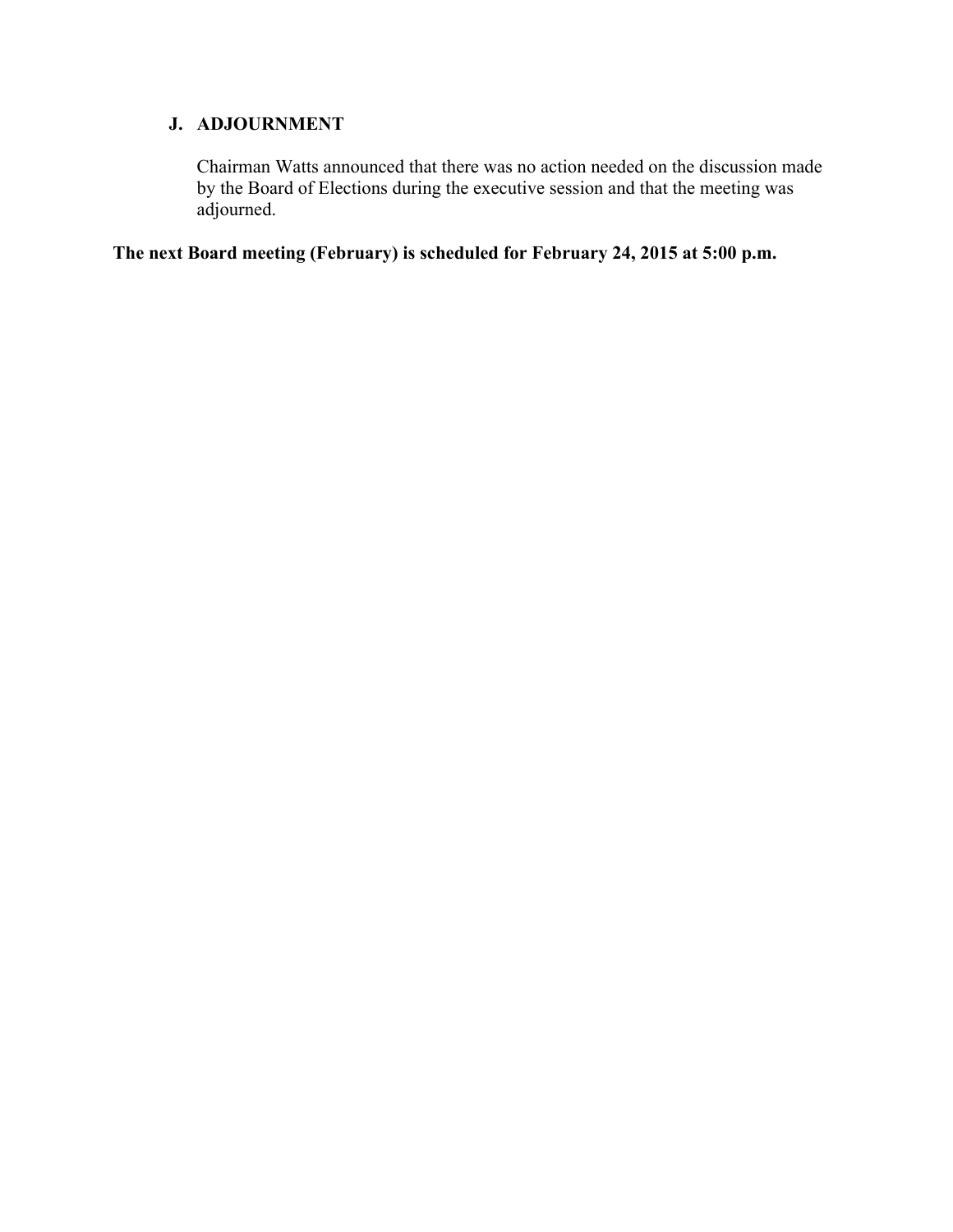### J. ADJOURNMENT

Chairman Watts announced that there was no action needed on the discussion made by the Board of Elections during the executive session and that the meeting was adjourned.

**The next Board meeting (February) is scheduled for February 24, 2015 at 5:00 p.m.**